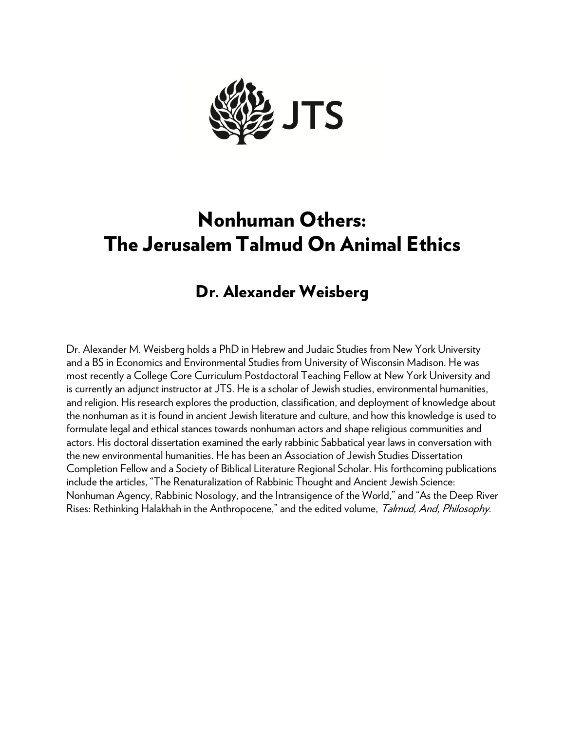JTS

# Nonhuman Others: The Jerusalem Talmud On Animal Ethics

## Dr. Alexander Weisberg

Dr. Alexander M. Weisberg holds a PhD in Hebrew and Judaic Studies from New York University and a BS in Economics and Environmental Studies from University of Wisconsin Madison. He was most recently a College Core Curriculum Postdoctoral Teaching Fellow at New York University and is currently an adjunct instructor at JTS. He is a scholar of Jewish studies, environmental humanities, and religion. His research explores the production, classification, and deployment of knowledge about the nonhuman as it is found in ancient Jewish literature and culture, and how this knowledge is used to formulate legal and ethical stances towards nonhuman actors and shape religious communities and actors. His doctoral dissertation examined the early rabbinic Sabbatical year laws in conversation with the new environmental humanities. He has been an Association of Jewish Studies Dissertation Completion Fellow and a Society of Biblical Literature Regional Scholar. His forthcoming publications include the articles, "The Renaturalization of Rabbinic Thought and Ancient Jewish Science: Nonhuman Agency, Rabbinic Nosology, and the Intransigence of the World," and "As the Deep River Rises: Rethinking Halakhah in the Anthropocene," and the edited volume, *Talmud, And, Philosophy*.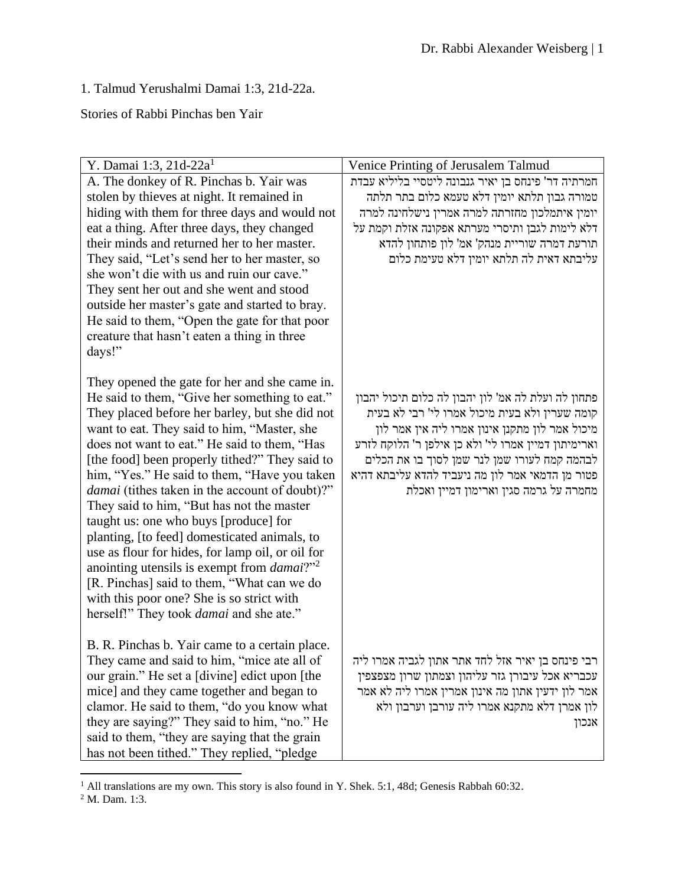1. Talmud Yerushalmi Damai 1:3, 21d-22a.

Stories of Rabbi Pinchas ben Yair

| Y. Damai 1:3, 21d-22a[1] | Venice Printing of Jerusalem Talmud |
|---|---|
| A. The donkey of R. Pinchas b. Yair was stolen by thieves at night. It remained in hiding with them for three days and would not eat a thing. After three days, they changed their minds and returned her to her master. They said, "Let's send her to her master, so she won't die with us and ruin our cave." They sent her out and she went and stood outside her master's gate and started to bray. He said to them, "Open the gate for that poor creature that hasn't eaten a thing in three days!" | חמרתיה דר' פינחס בן יאיר גנבונה ליסטיי בליליא עבדת טמורה גבון תלתא יומין דלא טעמא כלום בתר תלתה יומין איתמלכון מחזרתה למרה אמרין נישלחינה למרה דלא לימות לגבן ותיסרי מערתא אפקונה אזלת וקמת על תורעת דמרה שוריית מנהק' אמ' לון פותחון להדא עליבתא דאית לה תלתא יומין דלא טעימת כלום |
| They opened the gate for her and she came in. He said to them, "Give her something to eat." They placed before her barley, but she did not want to eat. They said to him, "Master, she does not want to eat." He said to them, "Has [the food] been properly tithed?" They said to him, "Yes." He said to them, "Have you taken *damai* (tithes taken in the account of doubt)?" They said to him, "But has not the master taught us: one who buys [produce] for planting, [to feed] domesticated animals, to use as flour for hides, for lamp oil, or oil for anointing utensils is exempt from *damai*?"[2] [R. Pinchas] said to them, "What can we do with this poor one? She is so strict with herself!" They took *damai* and she ate." | פתחון לה ועלת לה אמ' לון יהבון לה כלום תיכול יהבון קומה שערין ולא בעית מיכול אמרו לי' רבי לא בעית מיכול אמר לון מתקנן אינון אמרו ליה אין אמר לון וארימיתון דמיין אמרו לי' ולא כן אילפן ר' הלוקח לזרע לבהמה קמח לעורו שמן לנר שמן לסוך בו את הכלים פטור מן הדמאי אמר לון מה ניעביד להדא עליבתא דהיא מחמרה על גרמה סגין וארימון דמיין ואכלת |
| B. R. Pinchas b. Yair came to a certain place. They came and said to him, "mice ate all of our grain." He set a [divine] edict upon [the mice] and they came together and began to clamor. He said to them, "do you know what they are saying?" They said to him, "no." He said to them, "they are saying that the grain has not been tithed." They replied, "pledge | רבי פינחס בן יאיר אזל לחד אתר אתון לגביה אמרו ליה עכבריא אכל עיבורן גזר עליהון וצמתון שרון מצפצפין אמר לון ידעין אתון מה אינון אמרין אמרו ליה לא אמר לון אמרן דלא מתקנא אמרו ליה עורבן וערבון ולא אנכון |

[1] All translations are my own. This story is also found in Y. Shek. 5:1, 48d; Genesis Rabbah 60:32.

[2] M. Dam. 1:3.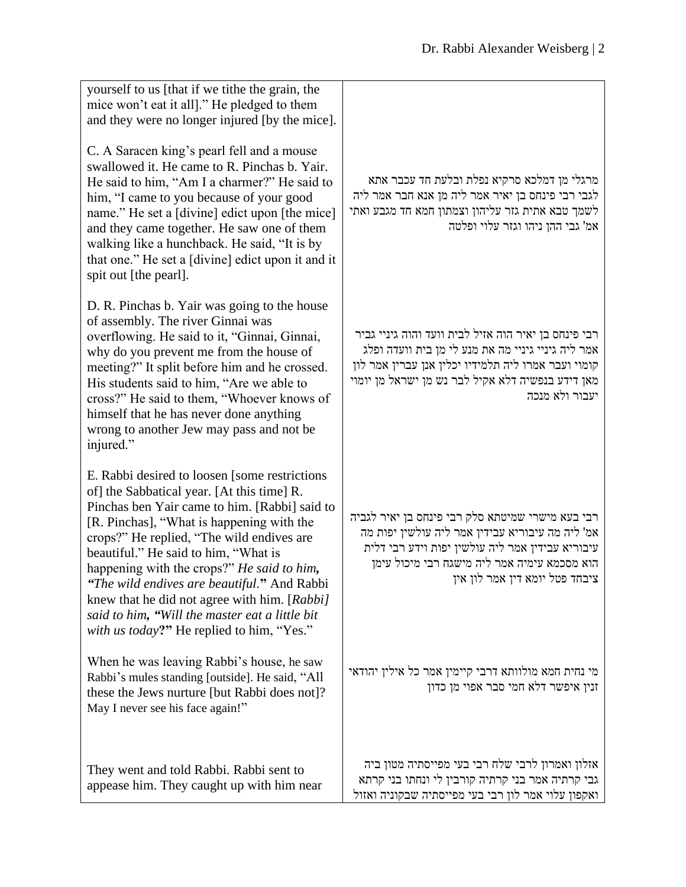| | |
|---|---|
| yourself to us [that if we tithe the grain, the mice won't eat it all]." He pledged to them and they were no longer injured [by the mice]. | |
| C. A Saracen king's pearl fell and a mouse swallowed it. He came to R. Pinchas b. Yair. He said to him, "Am I a charmer?" He said to him, "I came to you because of your good name." He set a [divine] edict upon [the mice] and they came together. He saw one of them walking like a hunchback. He said, "It is by that one." He set a [divine] edict upon it and it spit out [the pearl]. | מרגלי מן דמלכא סרקיא נפלת ובלעת חד עכבר אתא לגבי רבי פינחס בן יאיר אמר ליה מן אנא חבר אמר ליה לשמך טבא אתית גזר עליהון וצמתון חמא חד מגבע ואתי אמ' גבי ההן ניהו וגזר עלוי ופלטה |
| D. R. Pinchas b. Yair was going to the house of assembly. The river Ginnai was overflowing. He said to it, "Ginnai, Ginnai, why do you prevent me from the house of meeting?" It split before him and he crossed. His students said to him, "Are we able to cross?" He said to them, "Whoever knows of himself that he has never done anything wrong to another Jew may pass and not be injured." | רבי פינחס בן יאיר הוה אזיל לבית וועד והוה גיניי גביר אמר ליה גיניי גיניי מה את מנע לי מן בית וועדה ופלג קומוי ועבר אמרו ליה תלמידיו יכלין אנן עברין אמר לון מאן דידע בנפשיה דלא אקיל לבר נש מן ישראל מן יומוי יעבור ולא מנכה |
| E. Rabbi desired to loosen [some restrictions of] the Sabbatical year. [At this time] R. Pinchas ben Yair came to him. [Rabbi] said to [R. Pinchas], "What is happening with the crops?" He replied, "The wild endives are beautiful." He said to him, "What is happening with the crops?" *He said to him, "The wild endives are beautiful."* And Rabbi knew that he did not agree with him. [*Rabbi] said to him, "Will the master eat a little bit with us today?"* He replied to him, "Yes." | רבי בעא מישרי שמיטתא סלק רבי פינחס בן יאיר לגביה אמ' ליה מה עיבוריא עבידין אמר ליה עולשין יפות מה עיבוריא עבידין אמר ליה עולשין יפות וידע רבי דלית הוא מסכמא עימיה אמר ליה מישגח רבי מיכול עימן ציבחד פטל יומא דין אמר לון אין |
| When he was leaving Rabbi's house, he saw Rabbi's mules standing [outside]. He said, "All these the Jews nurture [but Rabbi does not]? May I never see his face again!" | מי נחית חמא מולוותא דרבי קיימין אמר כל אילין יהודאי זנין איפשר דלא חמי סבר אפוי מן כדון |
| They went and told Rabbi. Rabbi sent to appease him. They caught up with him near | אזלון ואמרון לרבי שלח רבי בעי מפייסתיה מטון ביה גבי קרתיה אמר בני קרתיה קורבין לי ונחתו בני קרתא ואקפון עלוי אמר לון רבי בעי מפייסתיה שבקוניה ואזול |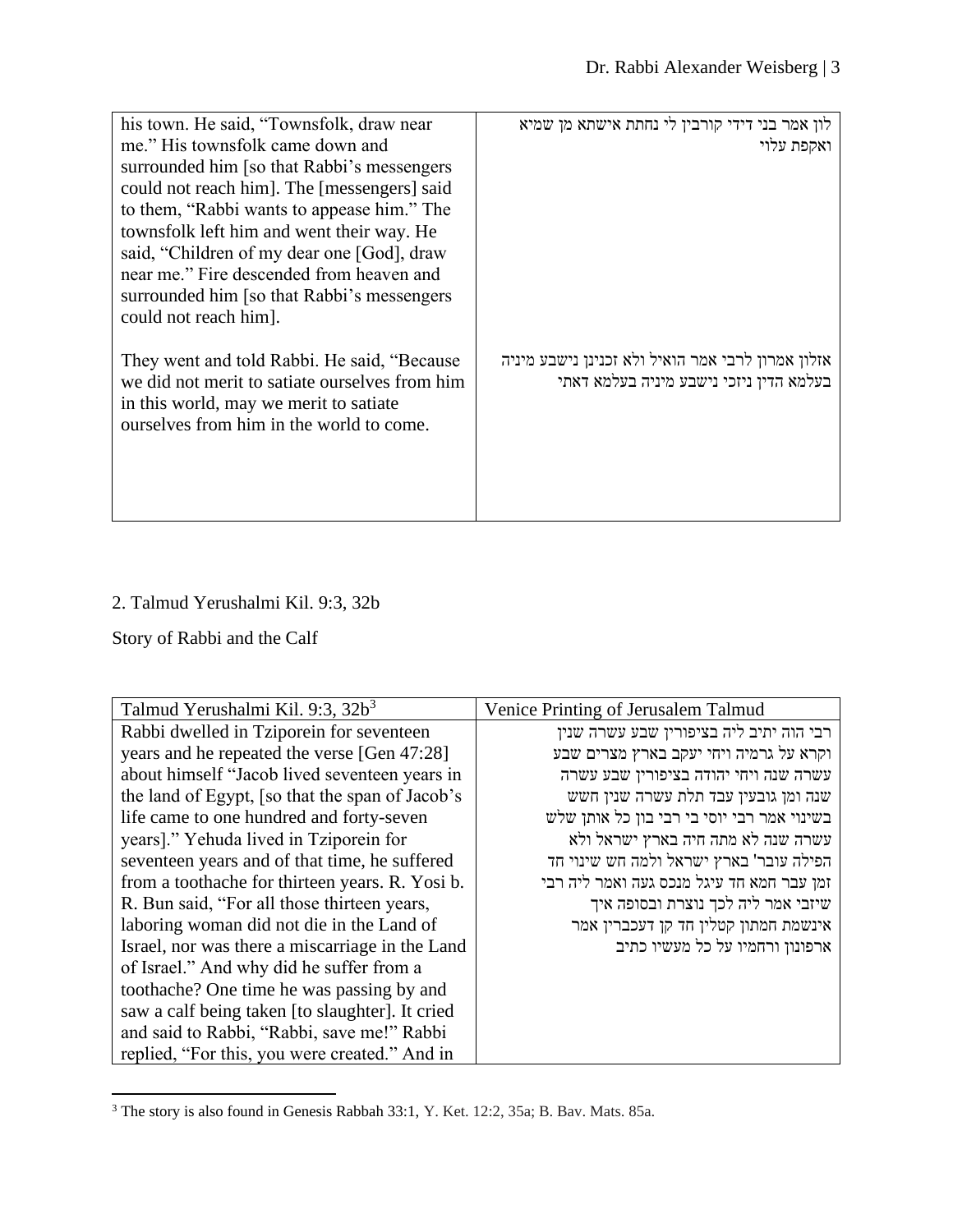| | |
|---|---|
| his town. He said, "Townsfolk, draw near me." His townsfolk came down and surrounded him [so that Rabbi's messengers could not reach him]. The [messengers] said to them, "Rabbi wants to appease him." The townsfolk left him and went their way. He said, "Children of my dear one [God], draw near me." Fire descended from heaven and surrounded him [so that Rabbi's messengers could not reach him]. | לון אמר בני דידי קורבין לי נחתת אישתא מן שמיא ואקפת עלוי |
| They went and told Rabbi. He said, "Because we did not merit to satiate ourselves from him in this world, may we merit to satiate ourselves from him in the world to come. | אזלון אמרון לרבי אמר הואיל ולא זכינן נישבע מיניה בעלמא הדין ניזכי נישבע מיניה בעלמא דאתי |

2. Talmud Yerushalmi Kil. 9:3, 32b

Story of Rabbi and the Calf

| Talmud Yerushalmi Kil. 9:3, 32b[3] | Venice Printing of Jerusalem Talmud |
|---|---|
| Rabbi dwelled in Tziporein for seventeen years and he repeated the verse [Gen 47:28] about himself "Jacob lived seventeen years in the land of Egypt, [so that the span of Jacob's life came to one hundred and forty-seven years]." Yehuda lived in Tziporein for seventeen years and of that time, he suffered from a toothache for thirteen years. R. Yosi b. R. Bun said, "For all those thirteen years, laboring woman did not die in the Land of Israel, nor was there a miscarriage in the Land of Israel." And why did he suffer from a toothache? One time he was passing by and saw a calf being taken [to slaughter]. It cried and said to Rabbi, "Rabbi, save me!" Rabbi replied, "For this, you were created." And in | רבי הוה יתיב ליה בציפורין שבע עשרה שנין וקרא על גרמיה ויחי יעקב בארץ מצרים שבע עשרה שנה ויחי יהודה בציפורין שבע עשרה שנה ומן גובעין עבד תלת עשרה שנין חשש בשינוי אמר רבי יוסי בי רבי בון כל אותן שלש עשרה שנה לא מתה חיה בארץ ישראל ולא הפילה עובר' בארץ ישראל ולמה חש שינוי חד זמן עבר חמא חד עיגל מנכס געה ואמר ליה רבי שיזבי אמר ליה לכך נוצרת ובסופה איך אינשמת חמתון קטלין חד קן דעכברין אמר ארפונון ורחמיו על כל מעשיו כתיב |

[3] The story is also found in Genesis Rabbah 33:1, Y. Ket. 12:2, 35a; B. Bav. Mats. 85a.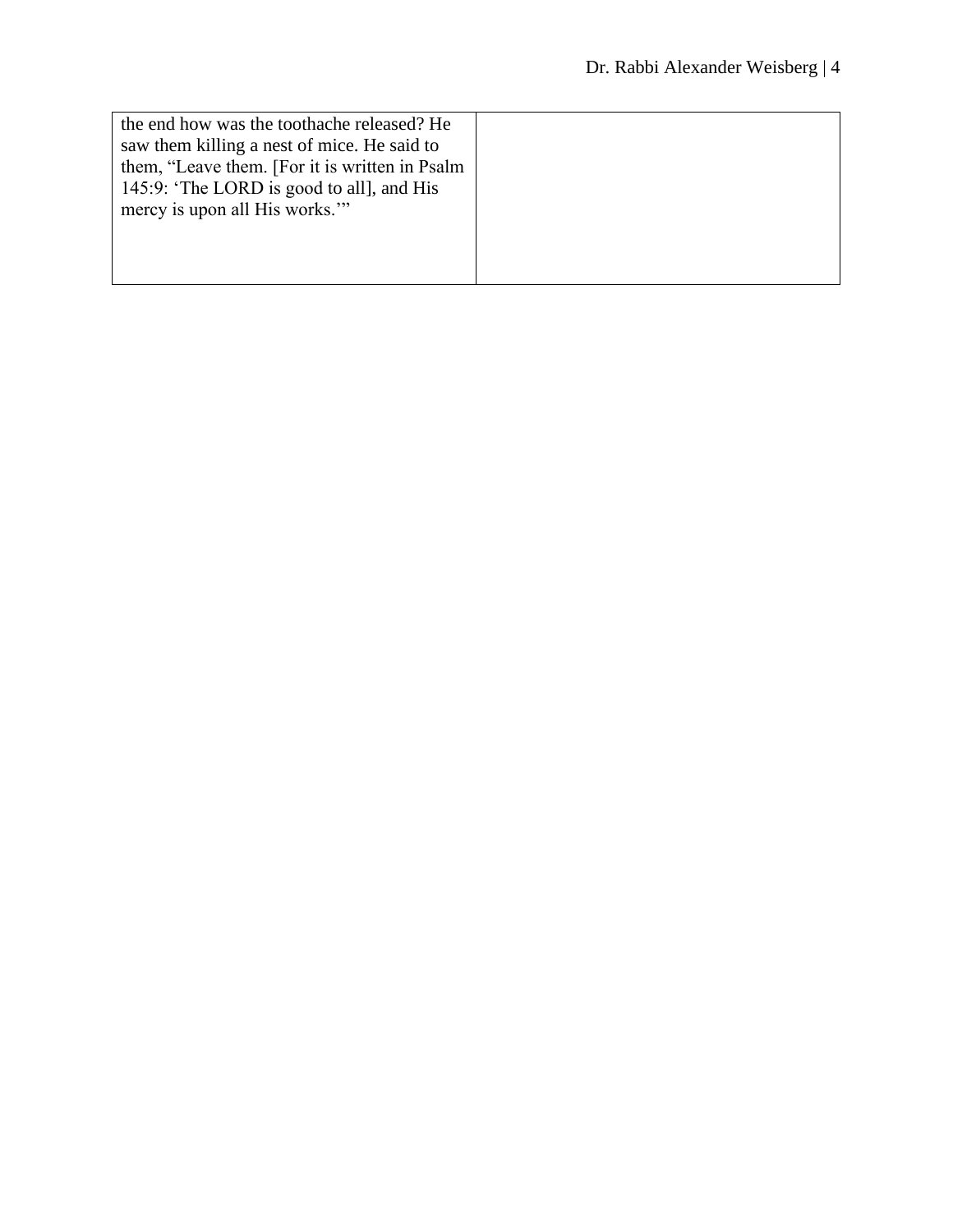| | |
|---|---|
| the end how was the toothache released? He saw them killing a nest of mice. He said to them, "Leave them. [For it is written in Psalm 145:9: 'The LORD is good to all], and His mercy is upon all His works.'" | |